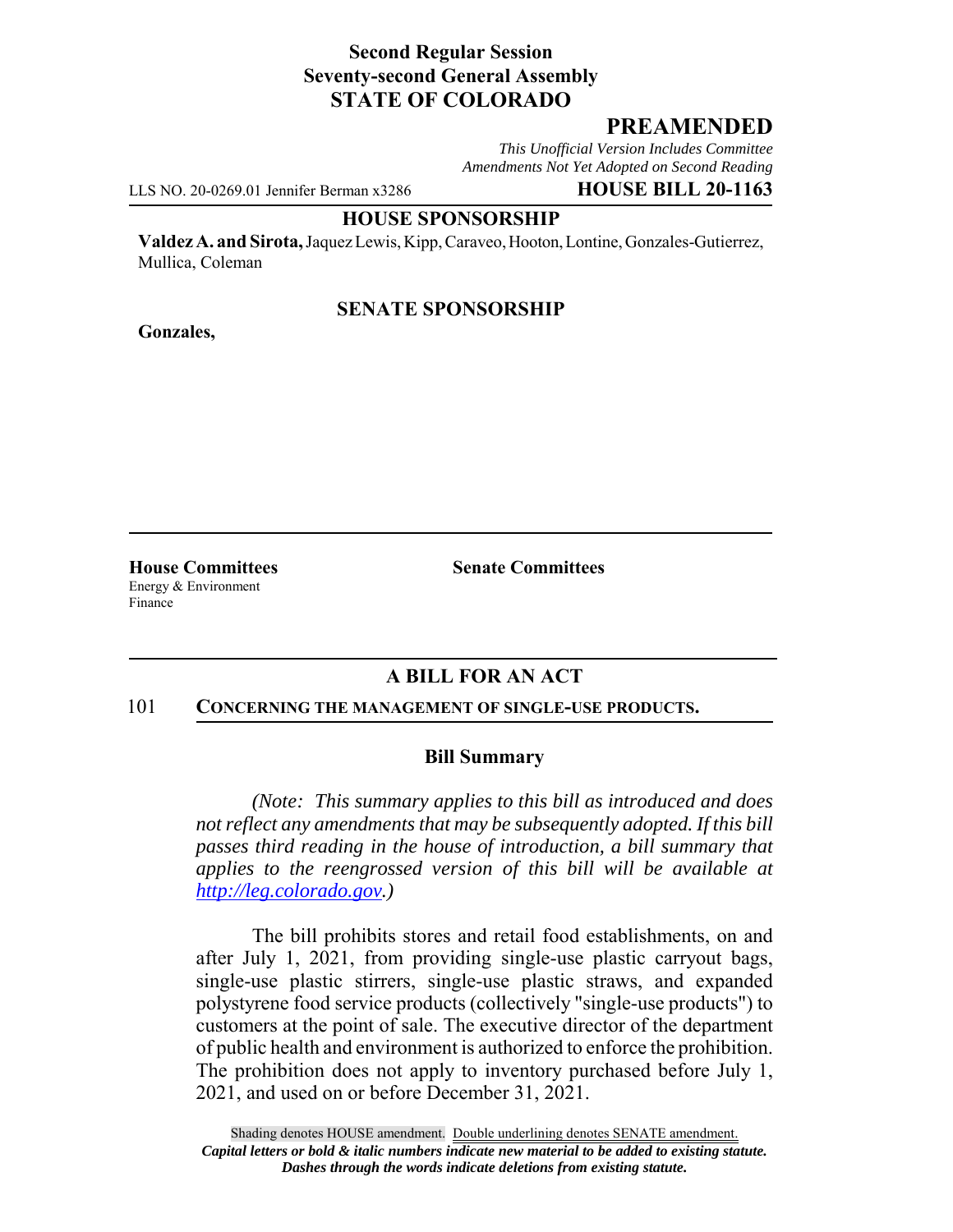**Second Regular Session**
**Seventy-second General Assembly**
**STATE OF COLORADO**

# PREAMENDED

*This Unofficial Version Includes Committee Amendments Not Yet Adopted on Second Reading*

LLS NO. 20-0269.01 Jennifer Berman x3286 **HOUSE BILL 20-1163**

**HOUSE SPONSORSHIP**

**Valdez A. and Sirota,** Jaquez Lewis, Kipp, Caraveo, Hooton, Lontine, Gonzales-Gutierrez, Mullica, Coleman

**SENATE SPONSORSHIP**

**Gonzales,**

**House Committees**
Energy & Environment
Finance

**Senate Committees**

## A BILL FOR AN ACT

101 **CONCERNING THE MANAGEMENT OF SINGLE-USE PRODUCTS.**

### Bill Summary

*(Note: This summary applies to this bill as introduced and does not reflect any amendments that may be subsequently adopted. If this bill passes third reading in the house of introduction, a bill summary that applies to the reengrossed version of this bill will be available at http://leg.colorado.gov.)*

The bill prohibits stores and retail food establishments, on and after July 1, 2021, from providing single-use plastic carryout bags, single-use plastic stirrers, single-use plastic straws, and expanded polystyrene food service products (collectively "single-use products") to customers at the point of sale. The executive director of the department of public health and environment is authorized to enforce the prohibition. The prohibition does not apply to inventory purchased before July 1, 2021, and used on or before December 31, 2021.

Shading denotes HOUSE amendment. Double underlining denotes SENATE amendment.
*Capital letters or bold & italic numbers indicate new material to be added to existing statute.*
*Dashes through the words indicate deletions from existing statute.*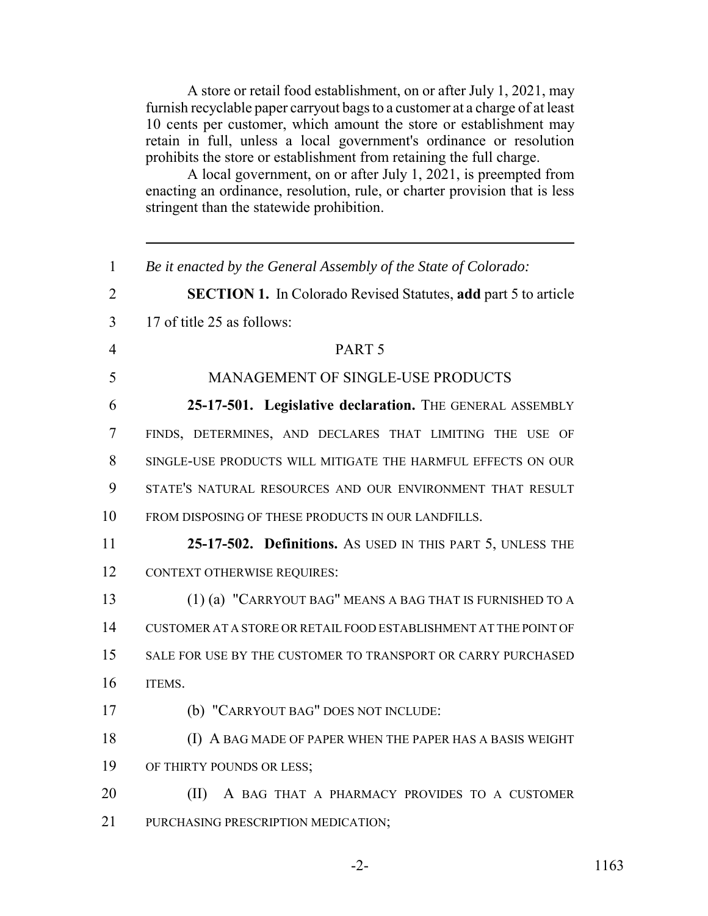A store or retail food establishment, on or after July 1, 2021, may furnish recyclable paper carryout bags to a customer at a charge of at least 10 cents per customer, which amount the store or establishment may retain in full, unless a local government's ordinance or resolution prohibits the store or establishment from retaining the full charge.

A local government, on or after July 1, 2021, is preempted from enacting an ordinance, resolution, rule, or charter provision that is less stringent than the statewide prohibition.

---

*Be it enacted by the General Assembly of the State of Colorado:*

**SECTION 1.** In Colorado Revised Statutes, **add** part 5 to article 17 of title 25 as follows:

PART 5

MANAGEMENT OF SINGLE-USE PRODUCTS

**25-17-501. Legislative declaration.** THE GENERAL ASSEMBLY FINDS, DETERMINES, AND DECLARES THAT LIMITING THE USE OF SINGLE-USE PRODUCTS WILL MITIGATE THE HARMFUL EFFECTS ON OUR STATE'S NATURAL RESOURCES AND OUR ENVIRONMENT THAT RESULT FROM DISPOSING OF THESE PRODUCTS IN OUR LANDFILLS.

**25-17-502. Definitions.** AS USED IN THIS PART 5, UNLESS THE CONTEXT OTHERWISE REQUIRES:

(1) (a) "CARRYOUT BAG" MEANS A BAG THAT IS FURNISHED TO A CUSTOMER AT A STORE OR RETAIL FOOD ESTABLISHMENT AT THE POINT OF SALE FOR USE BY THE CUSTOMER TO TRANSPORT OR CARRY PURCHASED ITEMS.

(b) "CARRYOUT BAG" DOES NOT INCLUDE:

(I) A BAG MADE OF PAPER WHEN THE PAPER HAS A BASIS WEIGHT OF THIRTY POUNDS OR LESS;

(II) A BAG THAT A PHARMACY PROVIDES TO A CUSTOMER PURCHASING PRESCRIPTION MEDICATION;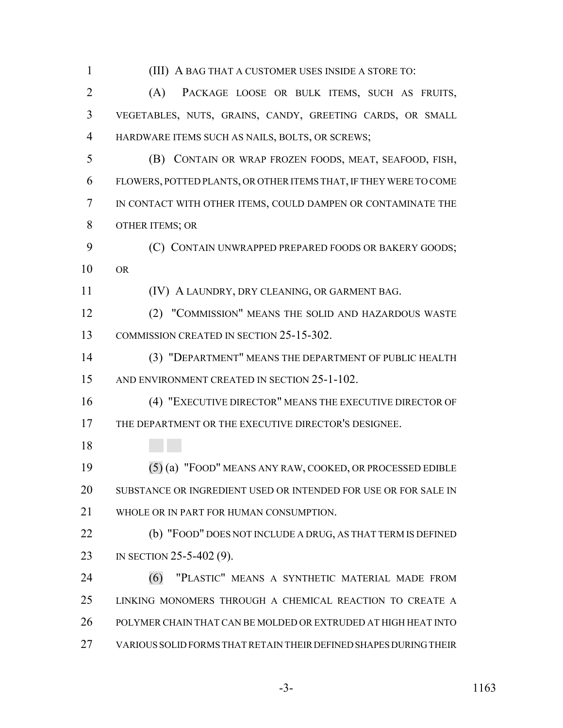(III) A BAG THAT A CUSTOMER USES INSIDE A STORE TO:

(A) PACKAGE LOOSE OR BULK ITEMS, SUCH AS FRUITS, VEGETABLES, NUTS, GRAINS, CANDY, GREETING CARDS, OR SMALL HARDWARE ITEMS SUCH AS NAILS, BOLTS, OR SCREWS;

(B) CONTAIN OR WRAP FROZEN FOODS, MEAT, SEAFOOD, FISH, FLOWERS, POTTED PLANTS, OR OTHER ITEMS THAT, IF THEY WERE TO COME IN CONTACT WITH OTHER ITEMS, COULD DAMPEN OR CONTAMINATE THE OTHER ITEMS; OR

(C) CONTAIN UNWRAPPED PREPARED FOODS OR BAKERY GOODS; OR

(IV) A LAUNDRY, DRY CLEANING, OR GARMENT BAG.

(2) "COMMISSION" MEANS THE SOLID AND HAZARDOUS WASTE COMMISSION CREATED IN SECTION 25-15-302.

(3) "DEPARTMENT" MEANS THE DEPARTMENT OF PUBLIC HEALTH AND ENVIRONMENT CREATED IN SECTION 25-1-102.

(4) "EXECUTIVE DIRECTOR" MEANS THE EXECUTIVE DIRECTOR OF THE DEPARTMENT OR THE EXECUTIVE DIRECTOR'S DESIGNEE.

(5) (a) "FOOD" MEANS ANY RAW, COOKED, OR PROCESSED EDIBLE SUBSTANCE OR INGREDIENT USED OR INTENDED FOR USE OR FOR SALE IN WHOLE OR IN PART FOR HUMAN CONSUMPTION.

(b) "FOOD" DOES NOT INCLUDE A DRUG, AS THAT TERM IS DEFINED IN SECTION 25-5-402 (9).

(6) "PLASTIC" MEANS A SYNTHETIC MATERIAL MADE FROM LINKING MONOMERS THROUGH A CHEMICAL REACTION TO CREATE A POLYMER CHAIN THAT CAN BE MOLDED OR EXTRUDED AT HIGH HEAT INTO VARIOUS SOLID FORMS THAT RETAIN THEIR DEFINED SHAPES DURING THEIR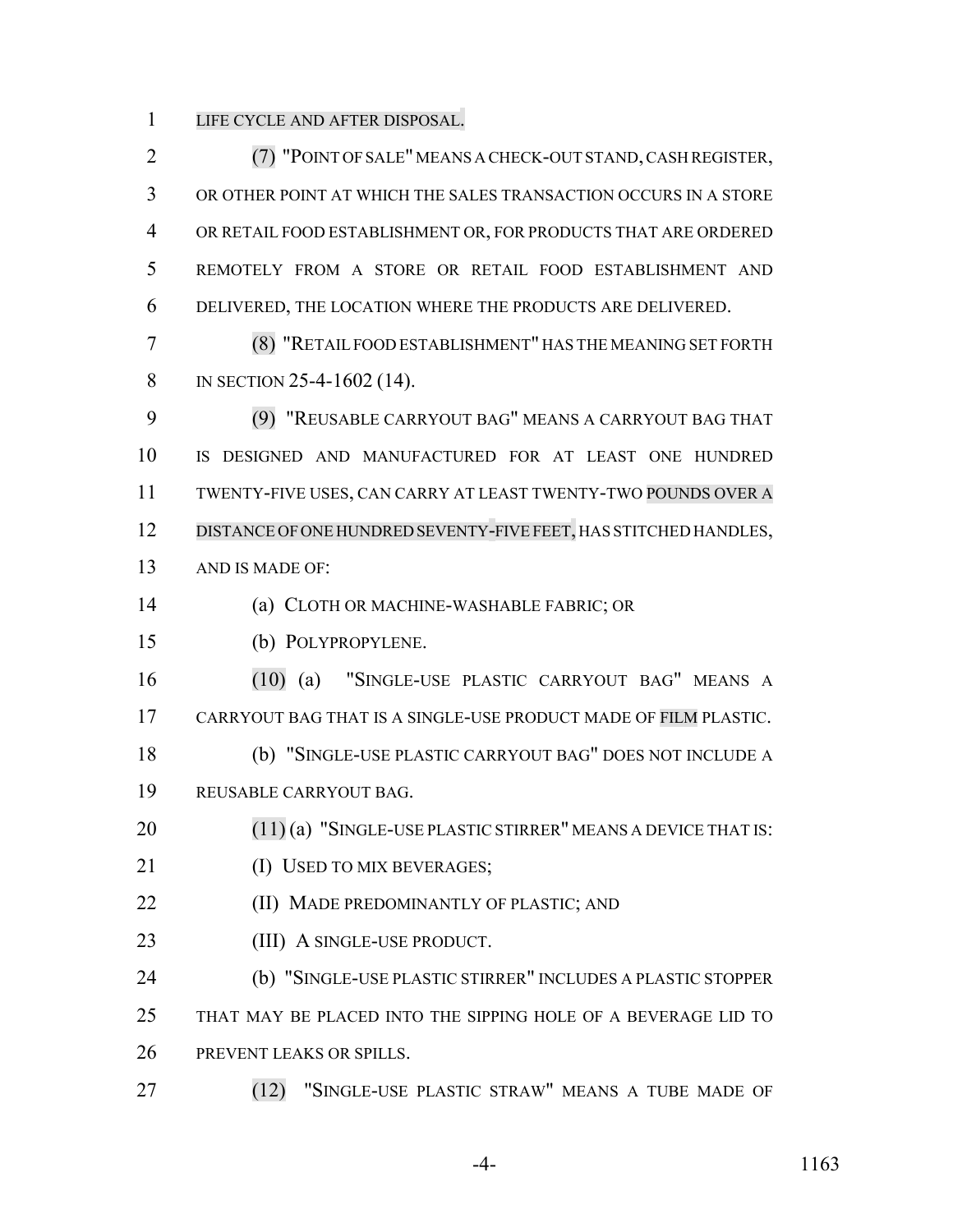LIFE CYCLE AND AFTER DISPOSAL.

(7) "POINT OF SALE" MEANS A CHECK-OUT STAND, CASH REGISTER, OR OTHER POINT AT WHICH THE SALES TRANSACTION OCCURS IN A STORE OR RETAIL FOOD ESTABLISHMENT OR, FOR PRODUCTS THAT ARE ORDERED REMOTELY FROM A STORE OR RETAIL FOOD ESTABLISHMENT AND DELIVERED, THE LOCATION WHERE THE PRODUCTS ARE DELIVERED.

(8) "RETAIL FOOD ESTABLISHMENT" HAS THE MEANING SET FORTH IN SECTION 25-4-1602 (14).

(9) "REUSABLE CARRYOUT BAG" MEANS A CARRYOUT BAG THAT IS DESIGNED AND MANUFACTURED FOR AT LEAST ONE HUNDRED TWENTY-FIVE USES, CAN CARRY AT LEAST TWENTY-TWO POUNDS OVER A DISTANCE OF ONE HUNDRED SEVENTY-FIVE FEET, HAS STITCHED HANDLES, AND IS MADE OF:

(a) CLOTH OR MACHINE-WASHABLE FABRIC; OR

(b) POLYPROPYLENE.

(10) (a) "SINGLE-USE PLASTIC CARRYOUT BAG" MEANS A CARRYOUT BAG THAT IS A SINGLE-USE PRODUCT MADE OF FILM PLASTIC.

(b) "SINGLE-USE PLASTIC CARRYOUT BAG" DOES NOT INCLUDE A REUSABLE CARRYOUT BAG.

(11) (a) "SINGLE-USE PLASTIC STIRRER" MEANS A DEVICE THAT IS:

(I) USED TO MIX BEVERAGES;

(II) MADE PREDOMINANTLY OF PLASTIC; AND

(III) A SINGLE-USE PRODUCT.

(b) "SINGLE-USE PLASTIC STIRRER" INCLUDES A PLASTIC STOPPER THAT MAY BE PLACED INTO THE SIPPING HOLE OF A BEVERAGE LID TO PREVENT LEAKS OR SPILLS.

(12) "SINGLE-USE PLASTIC STRAW" MEANS A TUBE MADE OF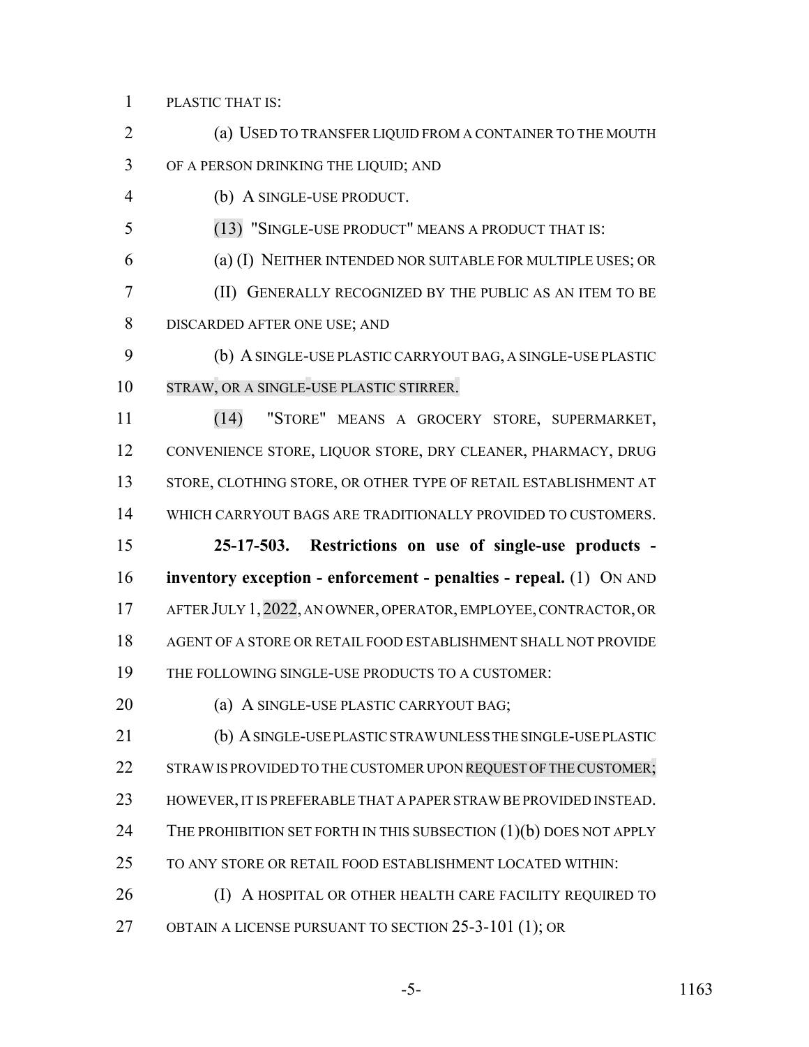PLASTIC THAT IS:

(a) USED TO TRANSFER LIQUID FROM A CONTAINER TO THE MOUTH OF A PERSON DRINKING THE LIQUID; AND

(b) A SINGLE-USE PRODUCT.

(13) "SINGLE-USE PRODUCT" MEANS A PRODUCT THAT IS:

(a) (I) NEITHER INTENDED NOR SUITABLE FOR MULTIPLE USES; OR

(II) GENERALLY RECOGNIZED BY THE PUBLIC AS AN ITEM TO BE DISCARDED AFTER ONE USE; AND

(b) A SINGLE-USE PLASTIC CARRYOUT BAG, A SINGLE-USE PLASTIC STRAW, OR A SINGLE-USE PLASTIC STIRRER.

(14) "STORE" MEANS A GROCERY STORE, SUPERMARKET, CONVENIENCE STORE, LIQUOR STORE, DRY CLEANER, PHARMACY, DRUG STORE, CLOTHING STORE, OR OTHER TYPE OF RETAIL ESTABLISHMENT AT WHICH CARRYOUT BAGS ARE TRADITIONALLY PROVIDED TO CUSTOMERS.

**25-17-503. Restrictions on use of single-use products - inventory exception - enforcement - penalties - repeal.** (1) ON AND AFTER JULY 1, 2022, AN OWNER, OPERATOR, EMPLOYEE, CONTRACTOR, OR AGENT OF A STORE OR RETAIL FOOD ESTABLISHMENT SHALL NOT PROVIDE THE FOLLOWING SINGLE-USE PRODUCTS TO A CUSTOMER:

(a) A SINGLE-USE PLASTIC CARRYOUT BAG;

(b) A SINGLE-USE PLASTIC STRAW UNLESS THE SINGLE-USE PLASTIC STRAW IS PROVIDED TO THE CUSTOMER UPON REQUEST OF THE CUSTOMER; HOWEVER, IT IS PREFERABLE THAT A PAPER STRAW BE PROVIDED INSTEAD. THE PROHIBITION SET FORTH IN THIS SUBSECTION (1)(b) DOES NOT APPLY TO ANY STORE OR RETAIL FOOD ESTABLISHMENT LOCATED WITHIN:

(I) A HOSPITAL OR OTHER HEALTH CARE FACILITY REQUIRED TO OBTAIN A LICENSE PURSUANT TO SECTION 25-3-101 (1); OR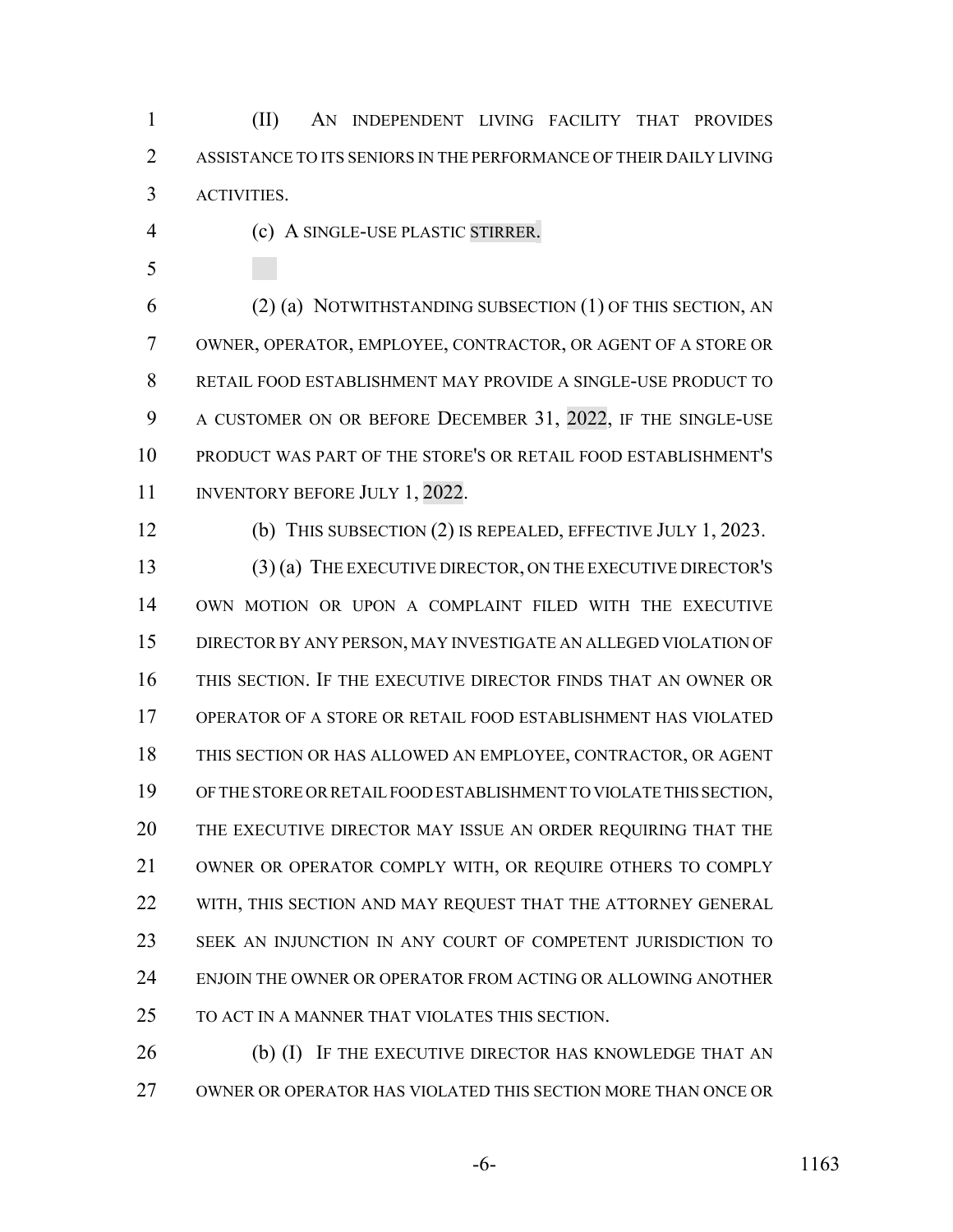(II) AN INDEPENDENT LIVING FACILITY THAT PROVIDES ASSISTANCE TO ITS SENIORS IN THE PERFORMANCE OF THEIR DAILY LIVING ACTIVITIES.

(c) A SINGLE-USE PLASTIC STIRRER.

(2) (a) NOTWITHSTANDING SUBSECTION (1) OF THIS SECTION, AN OWNER, OPERATOR, EMPLOYEE, CONTRACTOR, OR AGENT OF A STORE OR RETAIL FOOD ESTABLISHMENT MAY PROVIDE A SINGLE-USE PRODUCT TO A CUSTOMER ON OR BEFORE DECEMBER 31, 2022, IF THE SINGLE-USE PRODUCT WAS PART OF THE STORE'S OR RETAIL FOOD ESTABLISHMENT'S INVENTORY BEFORE JULY 1, 2022.

(b) THIS SUBSECTION (2) IS REPEALED, EFFECTIVE JULY 1, 2023.

(3) (a) THE EXECUTIVE DIRECTOR, ON THE EXECUTIVE DIRECTOR'S OWN MOTION OR UPON A COMPLAINT FILED WITH THE EXECUTIVE DIRECTOR BY ANY PERSON, MAY INVESTIGATE AN ALLEGED VIOLATION OF THIS SECTION. IF THE EXECUTIVE DIRECTOR FINDS THAT AN OWNER OR OPERATOR OF A STORE OR RETAIL FOOD ESTABLISHMENT HAS VIOLATED THIS SECTION OR HAS ALLOWED AN EMPLOYEE, CONTRACTOR, OR AGENT OF THE STORE OR RETAIL FOOD ESTABLISHMENT TO VIOLATE THIS SECTION, THE EXECUTIVE DIRECTOR MAY ISSUE AN ORDER REQUIRING THAT THE OWNER OR OPERATOR COMPLY WITH, OR REQUIRE OTHERS TO COMPLY WITH, THIS SECTION AND MAY REQUEST THAT THE ATTORNEY GENERAL SEEK AN INJUNCTION IN ANY COURT OF COMPETENT JURISDICTION TO ENJOIN THE OWNER OR OPERATOR FROM ACTING OR ALLOWING ANOTHER TO ACT IN A MANNER THAT VIOLATES THIS SECTION.

(b) (I) IF THE EXECUTIVE DIRECTOR HAS KNOWLEDGE THAT AN OWNER OR OPERATOR HAS VIOLATED THIS SECTION MORE THAN ONCE OR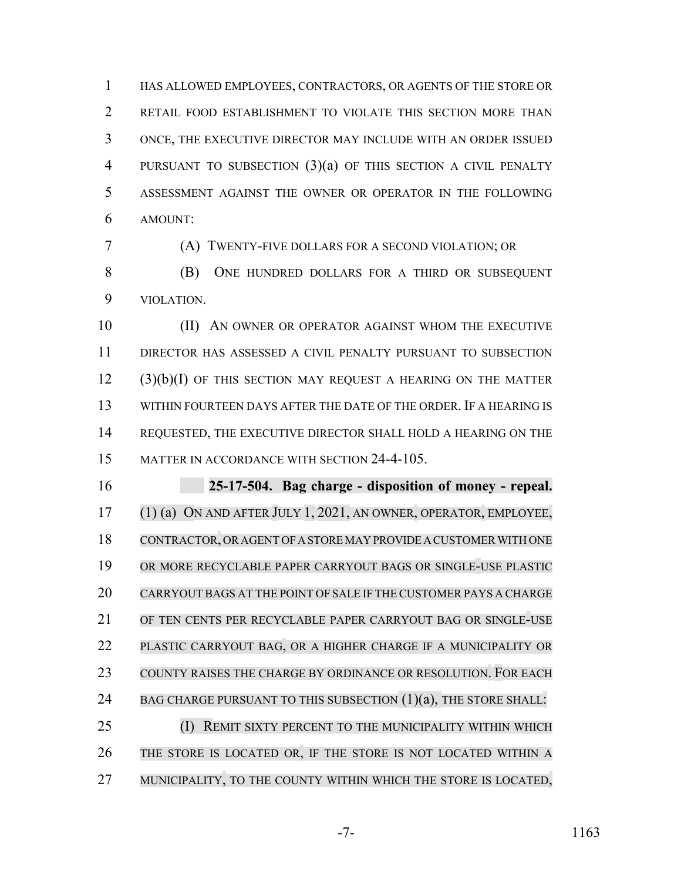HAS ALLOWED EMPLOYEES, CONTRACTORS, OR AGENTS OF THE STORE OR RETAIL FOOD ESTABLISHMENT TO VIOLATE THIS SECTION MORE THAN ONCE, THE EXECUTIVE DIRECTOR MAY INCLUDE WITH AN ORDER ISSUED PURSUANT TO SUBSECTION (3)(a) OF THIS SECTION A CIVIL PENALTY ASSESSMENT AGAINST THE OWNER OR OPERATOR IN THE FOLLOWING AMOUNT:

(A) TWENTY-FIVE DOLLARS FOR A SECOND VIOLATION; OR

(B) ONE HUNDRED DOLLARS FOR A THIRD OR SUBSEQUENT VIOLATION.

(II) AN OWNER OR OPERATOR AGAINST WHOM THE EXECUTIVE DIRECTOR HAS ASSESSED A CIVIL PENALTY PURSUANT TO SUBSECTION (3)(b)(I) OF THIS SECTION MAY REQUEST A HEARING ON THE MATTER WITHIN FOURTEEN DAYS AFTER THE DATE OF THE ORDER. IF A HEARING IS REQUESTED, THE EXECUTIVE DIRECTOR SHALL HOLD A HEARING ON THE MATTER IN ACCORDANCE WITH SECTION 24-4-105.

**25-17-504. Bag charge - disposition of money - repeal.** (1) (a) ON AND AFTER JULY 1, 2021, AN OWNER, OPERATOR, EMPLOYEE, CONTRACTOR, OR AGENT OF A STORE MAY PROVIDE A CUSTOMER WITH ONE OR MORE RECYCLABLE PAPER CARRYOUT BAGS OR SINGLE-USE PLASTIC CARRYOUT BAGS AT THE POINT OF SALE IF THE CUSTOMER PAYS A CHARGE OF TEN CENTS PER RECYCLABLE PAPER CARRYOUT BAG OR SINGLE-USE PLASTIC CARRYOUT BAG, OR A HIGHER CHARGE IF A MUNICIPALITY OR COUNTY RAISES THE CHARGE BY ORDINANCE OR RESOLUTION. FOR EACH BAG CHARGE PURSUANT TO THIS SUBSECTION (1)(a), THE STORE SHALL:

(I) REMIT SIXTY PERCENT TO THE MUNICIPALITY WITHIN WHICH THE STORE IS LOCATED OR, IF THE STORE IS NOT LOCATED WITHIN A MUNICIPALITY, TO THE COUNTY WITHIN WHICH THE STORE IS LOCATED,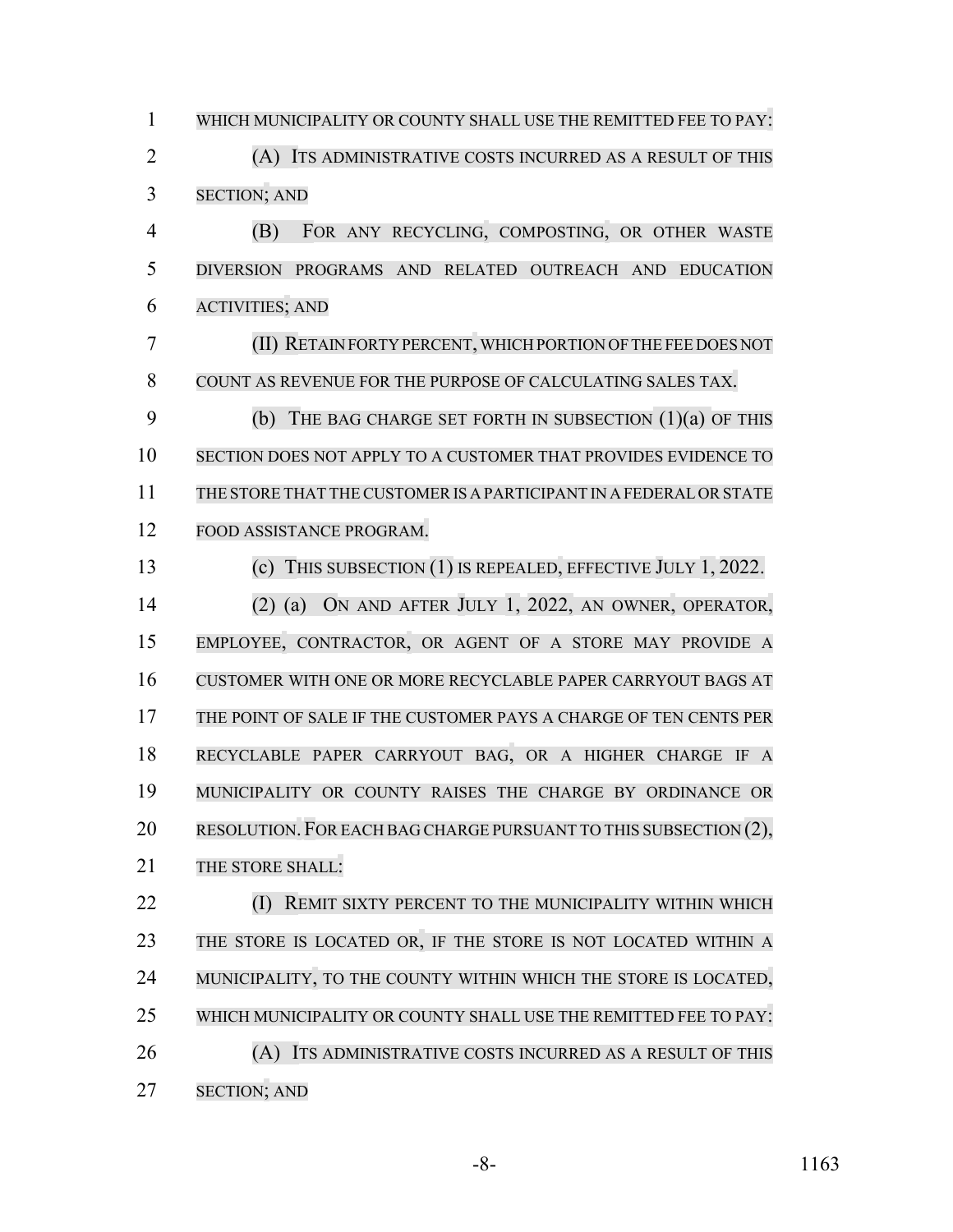WHICH MUNICIPALITY OR COUNTY SHALL USE THE REMITTED FEE TO PAY:

(A) ITS ADMINISTRATIVE COSTS INCURRED AS A RESULT OF THIS SECTION; AND

(B) FOR ANY RECYCLING, COMPOSTING, OR OTHER WASTE DIVERSION PROGRAMS AND RELATED OUTREACH AND EDUCATION ACTIVITIES; AND

(II) RETAIN FORTY PERCENT, WHICH PORTION OF THE FEE DOES NOT COUNT AS REVENUE FOR THE PURPOSE OF CALCULATING SALES TAX.

(b) THE BAG CHARGE SET FORTH IN SUBSECTION (1)(a) OF THIS SECTION DOES NOT APPLY TO A CUSTOMER THAT PROVIDES EVIDENCE TO THE STORE THAT THE CUSTOMER IS A PARTICIPANT IN A FEDERAL OR STATE FOOD ASSISTANCE PROGRAM.

(c) THIS SUBSECTION (1) IS REPEALED, EFFECTIVE JULY 1, 2022.

(2) (a) ON AND AFTER JULY 1, 2022, AN OWNER, OPERATOR, EMPLOYEE, CONTRACTOR, OR AGENT OF A STORE MAY PROVIDE A CUSTOMER WITH ONE OR MORE RECYCLABLE PAPER CARRYOUT BAGS AT THE POINT OF SALE IF THE CUSTOMER PAYS A CHARGE OF TEN CENTS PER RECYCLABLE PAPER CARRYOUT BAG, OR A HIGHER CHARGE IF A MUNICIPALITY OR COUNTY RAISES THE CHARGE BY ORDINANCE OR RESOLUTION. FOR EACH BAG CHARGE PURSUANT TO THIS SUBSECTION (2), THE STORE SHALL:

(I) REMIT SIXTY PERCENT TO THE MUNICIPALITY WITHIN WHICH THE STORE IS LOCATED OR, IF THE STORE IS NOT LOCATED WITHIN A MUNICIPALITY, TO THE COUNTY WITHIN WHICH THE STORE IS LOCATED, WHICH MUNICIPALITY OR COUNTY SHALL USE THE REMITTED FEE TO PAY:

(A) ITS ADMINISTRATIVE COSTS INCURRED AS A RESULT OF THIS SECTION; AND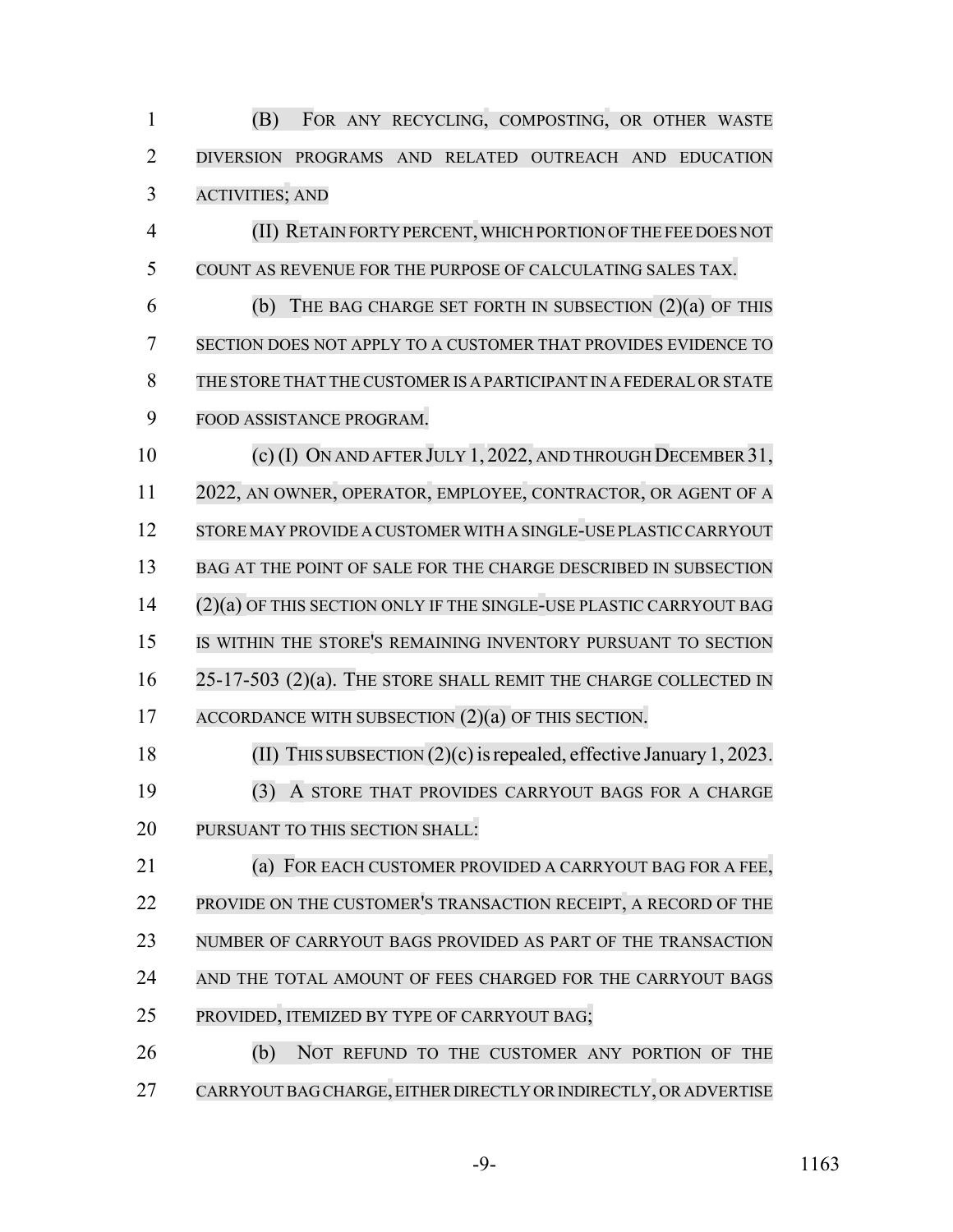(B) FOR ANY RECYCLING, COMPOSTING, OR OTHER WASTE DIVERSION PROGRAMS AND RELATED OUTREACH AND EDUCATION ACTIVITIES; AND

(II) RETAIN FORTY PERCENT, WHICH PORTION OF THE FEE DOES NOT COUNT AS REVENUE FOR THE PURPOSE OF CALCULATING SALES TAX.

(b) THE BAG CHARGE SET FORTH IN SUBSECTION (2)(a) OF THIS SECTION DOES NOT APPLY TO A CUSTOMER THAT PROVIDES EVIDENCE TO THE STORE THAT THE CUSTOMER IS A PARTICIPANT IN A FEDERAL OR STATE FOOD ASSISTANCE PROGRAM.

(c) (I) ON AND AFTER JULY 1, 2022, AND THROUGH DECEMBER 31, 2022, AN OWNER, OPERATOR, EMPLOYEE, CONTRACTOR, OR AGENT OF A STORE MAY PROVIDE A CUSTOMER WITH A SINGLE-USE PLASTIC CARRYOUT BAG AT THE POINT OF SALE FOR THE CHARGE DESCRIBED IN SUBSECTION (2)(a) OF THIS SECTION ONLY IF THE SINGLE-USE PLASTIC CARRYOUT BAG IS WITHIN THE STORE'S REMAINING INVENTORY PURSUANT TO SECTION 25-17-503 (2)(a). THE STORE SHALL REMIT THE CHARGE COLLECTED IN ACCORDANCE WITH SUBSECTION (2)(a) OF THIS SECTION.

(II) THIS SUBSECTION (2)(c) is repealed, effective January 1, 2023.

(3) A STORE THAT PROVIDES CARRYOUT BAGS FOR A CHARGE PURSUANT TO THIS SECTION SHALL:

(a) FOR EACH CUSTOMER PROVIDED A CARRYOUT BAG FOR A FEE, PROVIDE ON THE CUSTOMER'S TRANSACTION RECEIPT, A RECORD OF THE NUMBER OF CARRYOUT BAGS PROVIDED AS PART OF THE TRANSACTION AND THE TOTAL AMOUNT OF FEES CHARGED FOR THE CARRYOUT BAGS PROVIDED, ITEMIZED BY TYPE OF CARRYOUT BAG;

(b) NOT REFUND TO THE CUSTOMER ANY PORTION OF THE CARRYOUT BAG CHARGE, EITHER DIRECTLY OR INDIRECTLY, OR ADVERTISE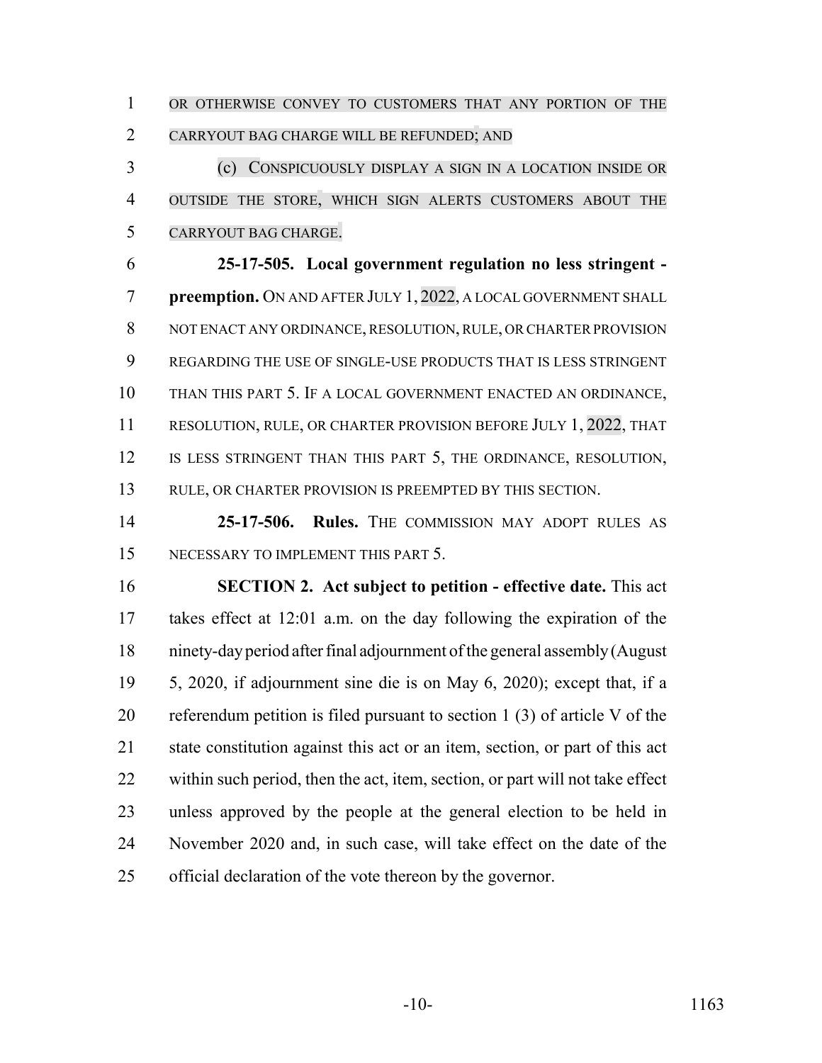OR OTHERWISE CONVEY TO CUSTOMERS THAT ANY PORTION OF THE CARRYOUT BAG CHARGE WILL BE REFUNDED; AND

(c) CONSPICUOUSLY DISPLAY A SIGN IN A LOCATION INSIDE OR OUTSIDE THE STORE, WHICH SIGN ALERTS CUSTOMERS ABOUT THE CARRYOUT BAG CHARGE.

**25-17-505. Local government regulation no less stringent - preemption.** ON AND AFTER JULY 1, 2022, A LOCAL GOVERNMENT SHALL NOT ENACT ANY ORDINANCE, RESOLUTION, RULE, OR CHARTER PROVISION REGARDING THE USE OF SINGLE-USE PRODUCTS THAT IS LESS STRINGENT THAN THIS PART 5. IF A LOCAL GOVERNMENT ENACTED AN ORDINANCE, RESOLUTION, RULE, OR CHARTER PROVISION BEFORE JULY 1, 2022, THAT IS LESS STRINGENT THAN THIS PART 5, THE ORDINANCE, RESOLUTION, RULE, OR CHARTER PROVISION IS PREEMPTED BY THIS SECTION.

**25-17-506. Rules.** THE COMMISSION MAY ADOPT RULES AS NECESSARY TO IMPLEMENT THIS PART 5.

**SECTION 2. Act subject to petition - effective date.** This act takes effect at 12:01 a.m. on the day following the expiration of the ninety-day period after final adjournment of the general assembly (August 5, 2020, if adjournment sine die is on May 6, 2020); except that, if a referendum petition is filed pursuant to section 1 (3) of article V of the state constitution against this act or an item, section, or part of this act within such period, then the act, item, section, or part will not take effect unless approved by the people at the general election to be held in November 2020 and, in such case, will take effect on the date of the official declaration of the vote thereon by the governor.